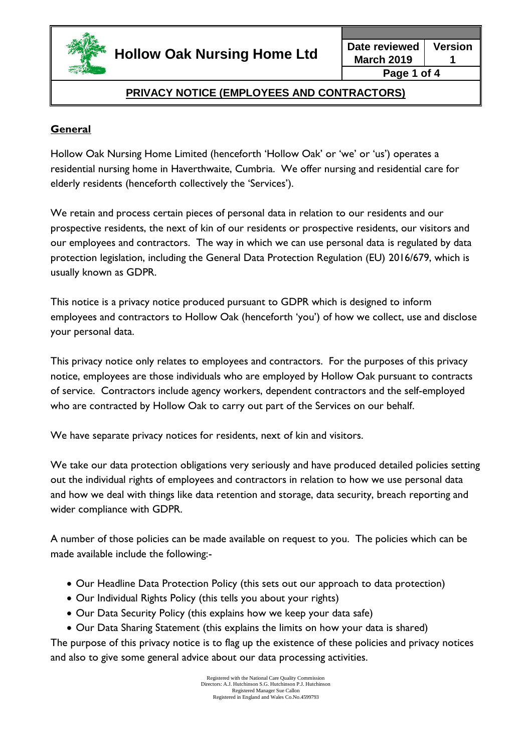# Hollow Oak Nursing Home Ltd

| Date reviewed | Version |
| --- | --- |
| March 2019 | 1 |

## PRIVACY NOTICE (EMPLOYEES AND CONTRACTORS)

### General

Hollow Oak Nursing Home Limited (henceforth 'Hollow Oak' or 'we' or 'us') operates a residential nursing home in Haverthwaite, Cumbria. We offer nursing and residential care for elderly residents (henceforth collectively the 'Services').

We retain and process certain pieces of personal data in relation to our residents and our prospective residents, the next of kin of our residents or prospective residents, our visitors and our employees and contractors. The way in which we can use personal data is regulated by data protection legislation, including the General Data Protection Regulation (EU) 2016/679, which is usually known as GDPR.

This notice is a privacy notice produced pursuant to GDPR which is designed to inform employees and contractors to Hollow Oak (henceforth 'you') of how we collect, use and disclose your personal data.

This privacy notice only relates to employees and contractors. For the purposes of this privacy notice, employees are those individuals who are employed by Hollow Oak pursuant to contracts of service. Contractors include agency workers, dependent contractors and the self-employed who are contracted by Hollow Oak to carry out part of the Services on our behalf.

We have separate privacy notices for residents, next of kin and visitors.

We take our data protection obligations very seriously and have produced detailed policies setting out the individual rights of employees and contractors in relation to how we use personal data and how we deal with things like data retention and storage, data security, breach reporting and wider compliance with GDPR.

A number of those policies can be made available on request to you. The policies which can be made available include the following:-

- Our Headline Data Protection Policy (this sets out our approach to data protection)
- Our Individual Rights Policy (this tells you about your rights)
- Our Data Security Policy (this explains how we keep your data safe)
- Our Data Sharing Statement (this explains the limits on how your data is shared)

The purpose of this privacy notice is to flag up the existence of these policies and privacy notices and also to give some general advice about our data processing activities.

Registered with the National Care Quality Commission
Directors: A.J. Hutchinson S.G. Hutchinson P.J. Hutchinson
Registered Manager Sue Callon
Registered in England and Wales Co.No.4599793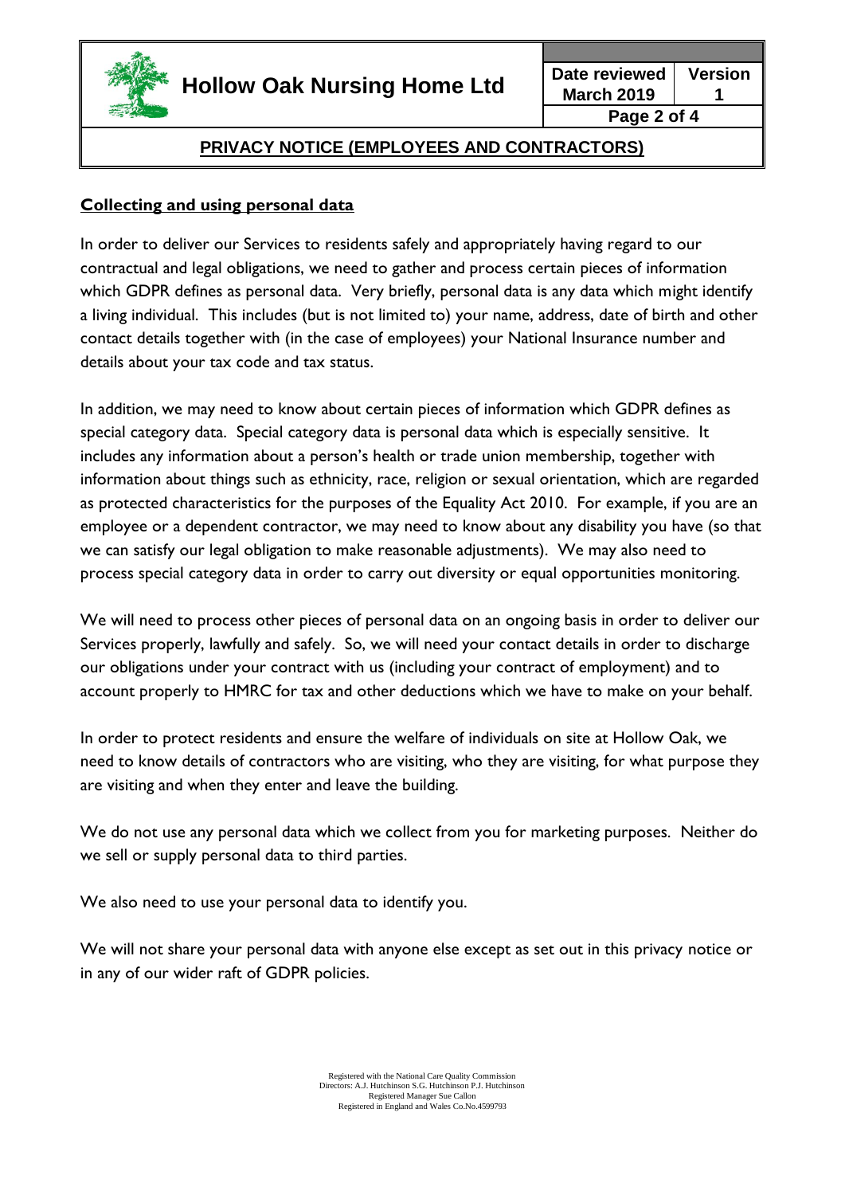## Collecting and using personal data

In order to deliver our Services to residents safely and appropriately having regard to our contractual and legal obligations, we need to gather and process certain pieces of information which GDPR defines as personal data. Very briefly, personal data is any data which might identify a living individual. This includes (but is not limited to) your name, address, date of birth and other contact details together with (in the case of employees) your National Insurance number and details about your tax code and tax status.

In addition, we may need to know about certain pieces of information which GDPR defines as special category data. Special category data is personal data which is especially sensitive. It includes any information about a person's health or trade union membership, together with information about things such as ethnicity, race, religion or sexual orientation, which are regarded as protected characteristics for the purposes of the Equality Act 2010. For example, if you are an employee or a dependent contractor, we may need to know about any disability you have (so that we can satisfy our legal obligation to make reasonable adjustments). We may also need to process special category data in order to carry out diversity or equal opportunities monitoring.

We will need to process other pieces of personal data on an ongoing basis in order to deliver our Services properly, lawfully and safely. So, we will need your contact details in order to discharge our obligations under your contract with us (including your contract of employment) and to account properly to HMRC for tax and other deductions which we have to make on your behalf.

In order to protect residents and ensure the welfare of individuals on site at Hollow Oak, we need to know details of contractors who are visiting, who they are visiting, for what purpose they are visiting and when they enter and leave the building.

We do not use any personal data which we collect from you for marketing purposes. Neither do we sell or supply personal data to third parties.

We also need to use your personal data to identify you.

We will not share your personal data with anyone else except as set out in this privacy notice or in any of our wider raft of GDPR policies.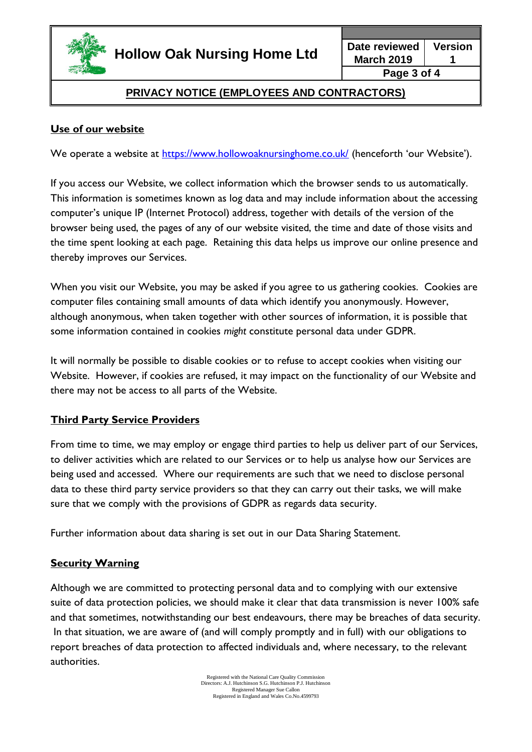## Use of our website

We operate a website at https://www.hollowoaknursinghome.co.uk/ (henceforth 'our Website').

If you access our Website, we collect information which the browser sends to us automatically. This information is sometimes known as log data and may include information about the accessing computer's unique IP (Internet Protocol) address, together with details of the version of the browser being used, the pages of any of our website visited, the time and date of those visits and the time spent looking at each page. Retaining this data helps us improve our online presence and thereby improves our Services.

When you visit our Website, you may be asked if you agree to us gathering cookies. Cookies are computer files containing small amounts of data which identify you anonymously. However, although anonymous, when taken together with other sources of information, it is possible that some information contained in cookies *might* constitute personal data under GDPR.

It will normally be possible to disable cookies or to refuse to accept cookies when visiting our Website. However, if cookies are refused, it may impact on the functionality of our Website and there may not be access to all parts of the Website.

## Third Party Service Providers

From time to time, we may employ or engage third parties to help us deliver part of our Services, to deliver activities which are related to our Services or to help us analyse how our Services are being used and accessed. Where our requirements are such that we need to disclose personal data to these third party service providers so that they can carry out their tasks, we will make sure that we comply with the provisions of GDPR as regards data security.

Further information about data sharing is set out in our Data Sharing Statement.

## Security Warning

Although we are committed to protecting personal data and to complying with our extensive suite of data protection policies, we should make it clear that data transmission is never 100% safe and that sometimes, notwithstanding our best endeavours, there may be breaches of data security. In that situation, we are aware of (and will comply promptly and in full) with our obligations to report breaches of data protection to affected individuals and, where necessary, to the relevant authorities.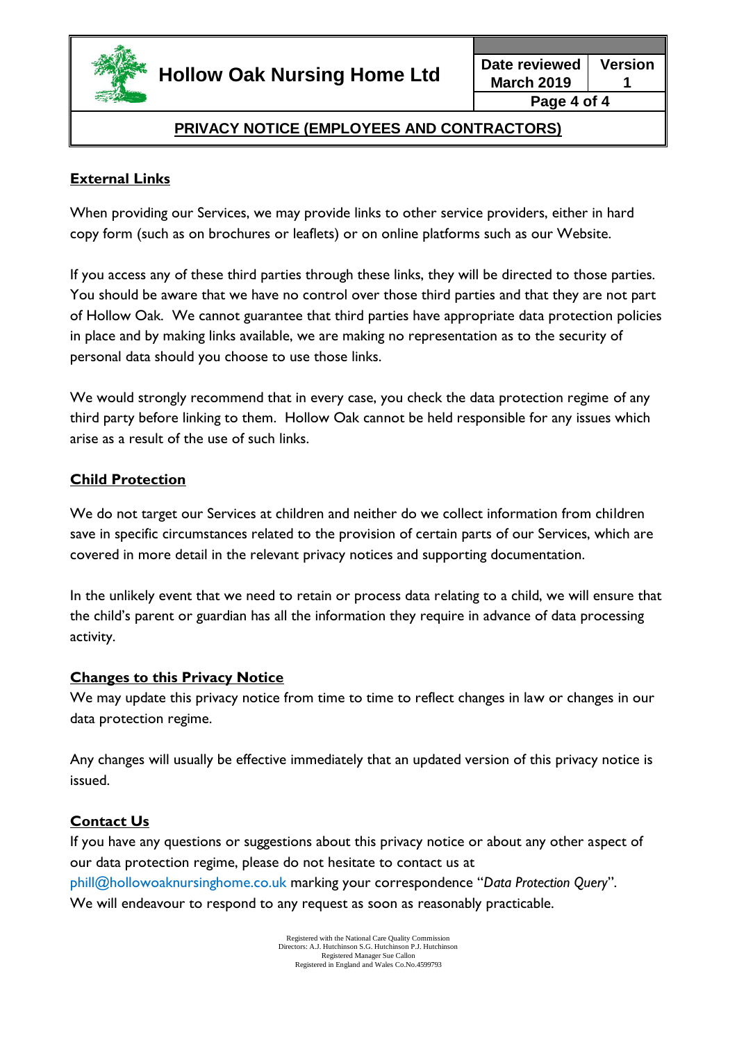## External Links

When providing our Services, we may provide links to other service providers, either in hard copy form (such as on brochures or leaflets) or on online platforms such as our Website.

If you access any of these third parties through these links, they will be directed to those parties. You should be aware that we have no control over those third parties and that they are not part of Hollow Oak. We cannot guarantee that third parties have appropriate data protection policies in place and by making links available, we are making no representation as to the security of personal data should you choose to use those links.

We would strongly recommend that in every case, you check the data protection regime of any third party before linking to them. Hollow Oak cannot be held responsible for any issues which arise as a result of the use of such links.

## Child Protection

We do not target our Services at children and neither do we collect information from children save in specific circumstances related to the provision of certain parts of our Services, which are covered in more detail in the relevant privacy notices and supporting documentation.

In the unlikely event that we need to retain or process data relating to a child, we will ensure that the child's parent or guardian has all the information they require in advance of data processing activity.

## Changes to this Privacy Notice

We may update this privacy notice from time to time to reflect changes in law or changes in our data protection regime.

Any changes will usually be effective immediately that an updated version of this privacy notice is issued.

## Contact Us

If you have any questions or suggestions about this privacy notice or about any other aspect of our data protection regime, please do not hesitate to contact us at phill@hollowoaknursinghome.co.uk marking your correspondence "*Data Protection Query*". We will endeavour to respond to any request as soon as reasonably practicable.